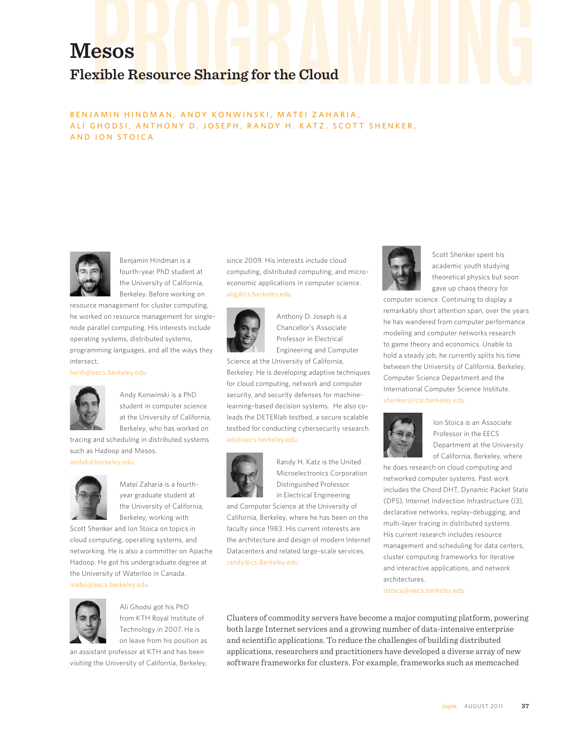# Mesos

## Flexible Resource Sharing for the Cloud

BENJAMIN HINDMAN, ANDY KONWINSKI, MATEI ZAHARIA, ALI GHODSI, ANTHONY D. JOSEPH, RANDY H. KATZ, SCOTT SHENKER, AND ION STOICA

Benjamin Hindman is a fourth-year PhD student at the University of California, Berkeley. Before working on resource management for cluster computing, he worked on resource management for single-node parallel computing. His interests include operating systems, distributed systems, programming languages, and all the ways they intersect.
benh@eecs.berkeley.edu

Andy Konwinski is a PhD student in computer science at the University of California, Berkeley, who has worked on tracing and scheduling in distributed systems such as Hadoop and Mesos.
andyk@berkeley.edu

Matei Zaharia is a fourth-year graduate student at the University of California, Berkeley, working with Scott Shenker and Ion Stoica on topics in cloud computing, operating systems, and networking. He is also a committer on Apache Hadoop. He got his undergraduate degree at the University of Waterloo in Canada.
matei@eecs.berkeley.edu

Ali Ghodsi got his PhD from KTH Royal Institute of Technology in 2007. He is on leave from his position as an assistant professor at KTH and has been visiting the University of California, Berkeley, since 2009. His interests include cloud computing, distributed computing, and micro-economic applications in computer science.
alig@cs.berkeley.edu

Anthony D. Joseph is a Chancellor's Associate Professor in Electrical Engineering and Computer Science at the University of California, Berkeley. He is developing adaptive techniques for cloud computing, network and computer security, and security defenses for machine-learning–based decision systems. He also co-leads the DETERlab testbed, a secure scalable testbed for conducting cybersecurity research.
adj@eecs.berkeley.edu

Randy H. Katz is the United Microelectronics Corporation Distinguished Professor in Electrical Engineering and Computer Science at the University of California, Berkeley, where he has been on the faculty since 1983. His current interests are the architecture and design of modern Internet Datacenters and related large-scale services.
randy@cs.Berkeley.edu

Scott Shenker spent his academic youth studying theoretical physics but soon gave up chaos theory for computer science. Continuing to display a remarkably short attention span, over the years he has wandered from computer performance modeling and computer networks research to game theory and economics. Unable to hold a steady job, he currently splits his time between the University of California, Berkeley, Computer Science Department and the International Computer Science Institute.
shenker@icsi.berkeley.edu

Ion Stoica is an Associate Professor in the EECS Department at the University of California, Berkeley, where he does research on cloud computing and networked computer systems. Past work includes the Chord DHT, Dynamic Packet State (DPS), Internet Indirection Infrastructure (i3), declarative networks, replay-debugging, and multi-layer tracing in distributed systems. His current research includes resource management and scheduling for data centers, cluster computing frameworks for iterative and interactive applications, and network architectures.
istoica@eecs.berkeley.edu

Clusters of commodity servers have become a major computing platform, powering both large Internet services and a growing number of data-intensive enterprise and scientific applications. To reduce the challenges of building distributed applications, researchers and practitioners have developed a diverse array of new software frameworks for clusters. For example, frameworks such as memcached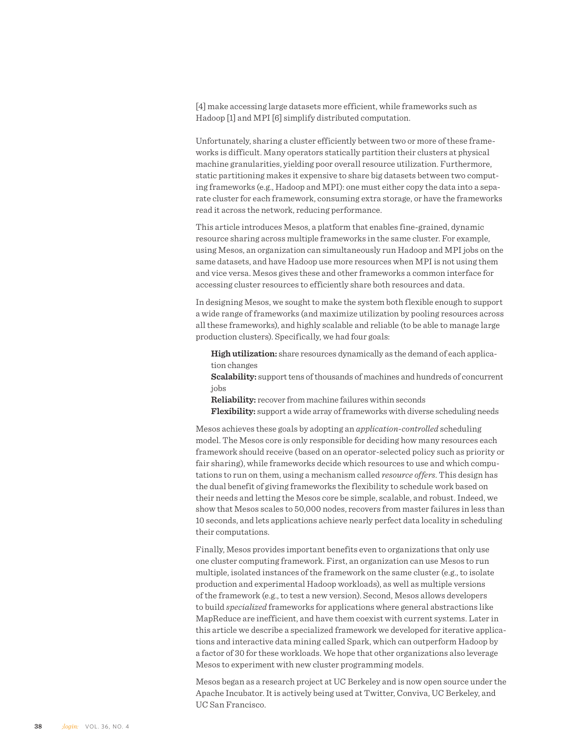[4] make accessing large datasets more efficient, while frameworks such as Hadoop [1] and MPI [6] simplify distributed computation.

Unfortunately, sharing a cluster efficiently between two or more of these frameworks is difficult. Many operators statically partition their clusters at physical machine granularities, yielding poor overall resource utilization. Furthermore, static partitioning makes it expensive to share big datasets between two computing frameworks (e.g., Hadoop and MPI): one must either copy the data into a separate cluster for each framework, consuming extra storage, or have the frameworks read it across the network, reducing performance.

This article introduces Mesos, a platform that enables fine-grained, dynamic resource sharing across multiple frameworks in the same cluster. For example, using Mesos, an organization can simultaneously run Hadoop and MPI jobs on the same datasets, and have Hadoop use more resources when MPI is not using them and vice versa. Mesos gives these and other frameworks a common interface for accessing cluster resources to efficiently share both resources and data.

In designing Mesos, we sought to make the system both flexible enough to support a wide range of frameworks (and maximize utilization by pooling resources across all these frameworks), and highly scalable and reliable (to be able to manage large production clusters). Specifically, we had four goals:

**High utilization:** share resources dynamically as the demand of each application changes
**Scalability:** support tens of thousands of machines and hundreds of concurrent jobs
**Reliability:** recover from machine failures within seconds
**Flexibility:** support a wide array of frameworks with diverse scheduling needs

Mesos achieves these goals by adopting an *application-controlled* scheduling model. The Mesos core is only responsible for deciding how many resources each framework should receive (based on an operator-selected policy such as priority or fair sharing), while frameworks decide which resources to use and which computations to run on them, using a mechanism called *resource offers*. This design has the dual benefit of giving frameworks the flexibility to schedule work based on their needs and letting the Mesos core be simple, scalable, and robust. Indeed, we show that Mesos scales to 50,000 nodes, recovers from master failures in less than 10 seconds, and lets applications achieve nearly perfect data locality in scheduling their computations.

Finally, Mesos provides important benefits even to organizations that only use one cluster computing framework. First, an organization can use Mesos to run multiple, isolated instances of the framework on the same cluster (e.g., to isolate production and experimental Hadoop workloads), as well as multiple versions of the framework (e.g., to test a new version). Second, Mesos allows developers to build *specialized* frameworks for applications where general abstractions like MapReduce are inefficient, and have them coexist with current systems. Later in this article we describe a specialized framework we developed for iterative applications and interactive data mining called Spark, which can outperform Hadoop by a factor of 30 for these workloads. We hope that other organizations also leverage Mesos to experiment with new cluster programming models.

Mesos began as a research project at UC Berkeley and is now open source under the Apache Incubator. It is actively being used at Twitter, Conviva, UC Berkeley, and UC San Francisco.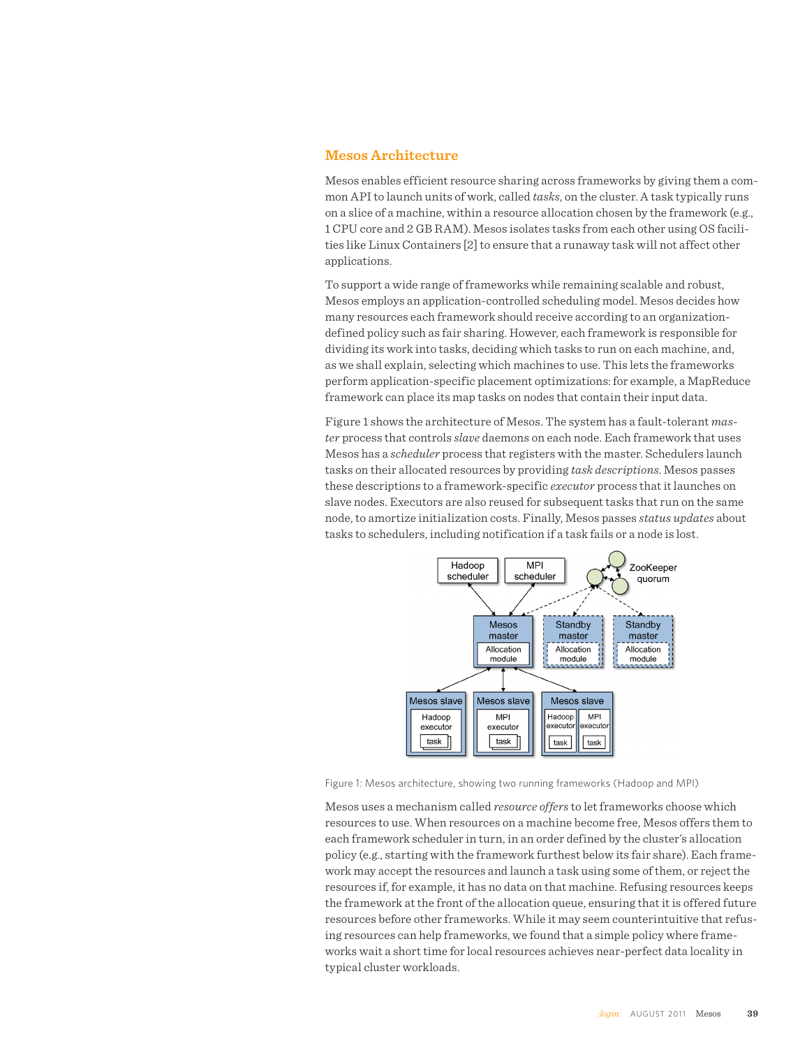## Mesos Architecture

Mesos enables efficient resource sharing across frameworks by giving them a common API to launch units of work, called *tasks*, on the cluster. A task typically runs on a slice of a machine, within a resource allocation chosen by the framework (e.g., 1 CPU core and 2 GB RAM). Mesos isolates tasks from each other using OS facilities like Linux Containers [2] to ensure that a runaway task will not affect other applications.

To support a wide range of frameworks while remaining scalable and robust, Mesos employs an application-controlled scheduling model. Mesos decides how many resources each framework should receive according to an organization-defined policy such as fair sharing. However, each framework is responsible for dividing its work into tasks, deciding which tasks to run on each machine, and, as we shall explain, selecting which machines to use. This lets the frameworks perform application-specific placement optimizations: for example, a MapReduce framework can place its map tasks on nodes that contain their input data.

Figure 1 shows the architecture of Mesos. The system has a fault-tolerant *master* process that controls *slave* daemons on each node. Each framework that uses Mesos has a *scheduler* process that registers with the master. Schedulers launch tasks on their allocated resources by providing *task descriptions*. Mesos passes these descriptions to a framework-specific *executor* process that it launches on slave nodes. Executors are also reused for subsequent tasks that run on the same node, to amortize initialization costs. Finally, Mesos passes *status updates* about tasks to schedulers, including notification if a task fails or a node is lost.

Figure 1: Mesos architecture, showing two running frameworks (Hadoop and MPI)

Mesos uses a mechanism called *resource offers* to let frameworks choose which resources to use. When resources on a machine become free, Mesos offers them to each framework scheduler in turn, in an order defined by the cluster's allocation policy (e.g., starting with the framework furthest below its fair share). Each framework may accept the resources and launch a task using some of them, or reject the resources if, for example, it has no data on that machine. Refusing resources keeps the framework at the front of the allocation queue, ensuring that it is offered future resources before other frameworks. While it may seem counterintuitive that refusing resources can help frameworks, we found that a simple policy where frameworks wait a short time for local resources achieves near-perfect data locality in typical cluster workloads.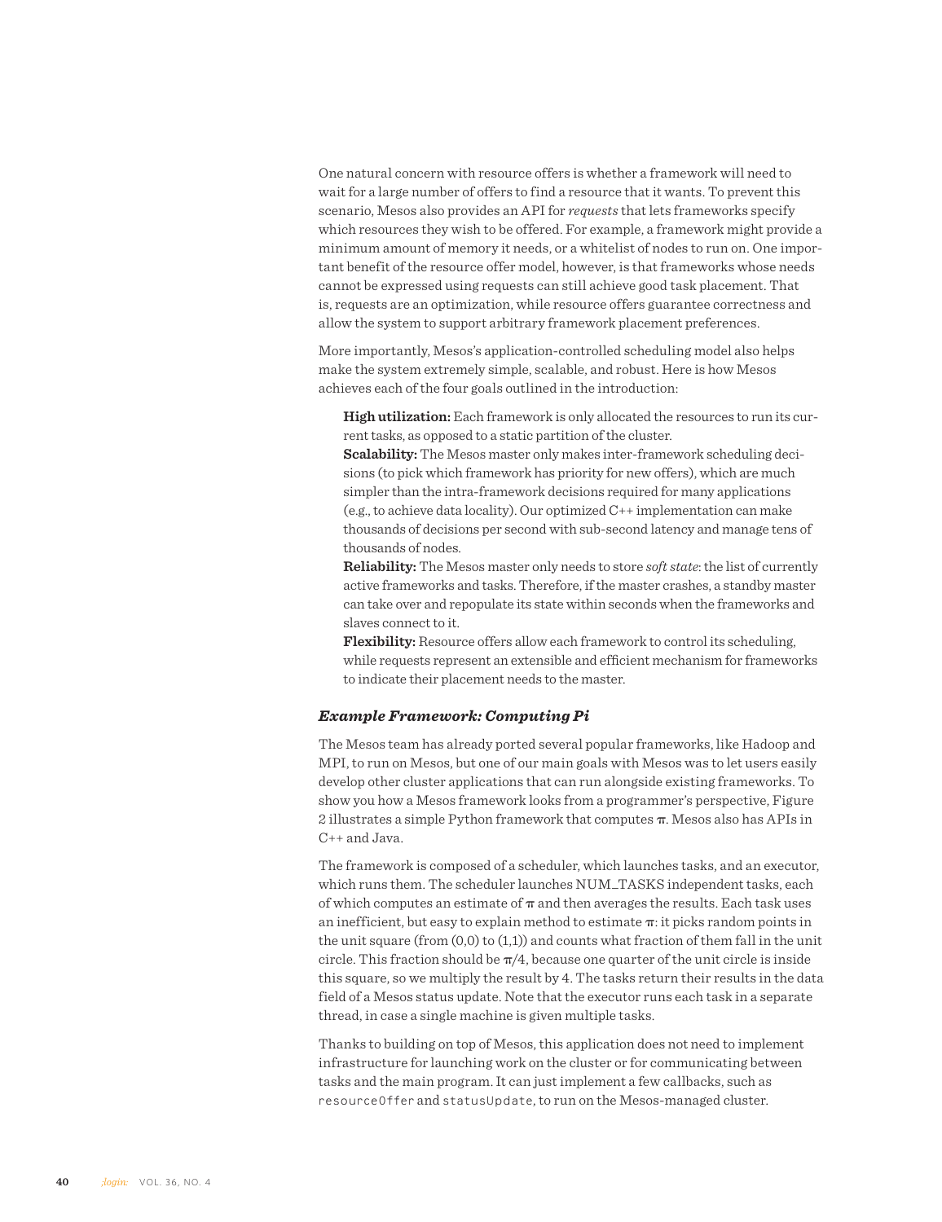One natural concern with resource offers is whether a framework will need to wait for a large number of offers to find a resource that it wants. To prevent this scenario, Mesos also provides an API for *requests* that lets frameworks specify which resources they wish to be offered. For example, a framework might provide a minimum amount of memory it needs, or a whitelist of nodes to run on. One important benefit of the resource offer model, however, is that frameworks whose needs cannot be expressed using requests can still achieve good task placement. That is, requests are an optimization, while resource offers guarantee correctness and allow the system to support arbitrary framework placement preferences.

More importantly, Mesos's application-controlled scheduling model also helps make the system extremely simple, scalable, and robust. Here is how Mesos achieves each of the four goals outlined in the introduction:

**High utilization:** Each framework is only allocated the resources to run its current tasks, as opposed to a static partition of the cluster.

**Scalability:** The Mesos master only makes inter-framework scheduling decisions (to pick which framework has priority for new offers), which are much simpler than the intra-framework decisions required for many applications (e.g., to achieve data locality). Our optimized C++ implementation can make thousands of decisions per second with sub-second latency and manage tens of thousands of nodes.

**Reliability:** The Mesos master only needs to store *soft state*: the list of currently active frameworks and tasks. Therefore, if the master crashes, a standby master can take over and repopulate its state within seconds when the frameworks and slaves connect to it.

**Flexibility:** Resource offers allow each framework to control its scheduling, while requests represent an extensible and efficient mechanism for frameworks to indicate their placement needs to the master.

### *Example Framework: Computing Pi*

The Mesos team has already ported several popular frameworks, like Hadoop and MPI, to run on Mesos, but one of our main goals with Mesos was to let users easily develop other cluster applications that can run alongside existing frameworks. To show you how a Mesos framework looks from a programmer's perspective, Figure 2 illustrates a simple Python framework that computes $\pi$. Mesos also has APIs in C++ and Java.

The framework is composed of a scheduler, which launches tasks, and an executor, which runs them. The scheduler launches NUM_TASKS independent tasks, each of which computes an estimate of $\pi$ and then averages the results. Each task uses an inefficient, but easy to explain method to estimate $\pi$: it picks random points in the unit square (from (0,0) to (1,1)) and counts what fraction of them fall in the unit circle. This fraction should be $\pi/4$, because one quarter of the unit circle is inside this square, so we multiply the result by 4. The tasks return their results in the data field of a Mesos status update. Note that the executor runs each task in a separate thread, in case a single machine is given multiple tasks.

Thanks to building on top of Mesos, this application does not need to implement infrastructure for launching work on the cluster or for communicating between tasks and the main program. It can just implement a few callbacks, such as `resourceOffer` and `statusUpdate`, to run on the Mesos-managed cluster.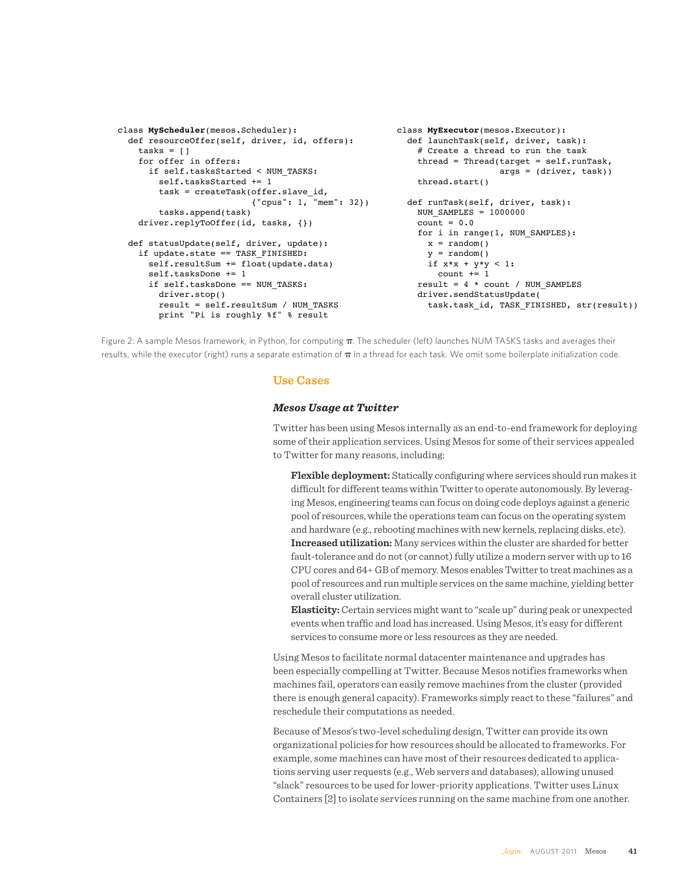```python
class MyScheduler(mesos.Scheduler):
  def resourceOffer(self, driver, id, offers):
    tasks = []
    for offer in offers:
      if self.tasksStarted < NUM_TASKS:
        self.tasksStarted += 1
        task = createTask(offer.slave_id,
                          {"cpus": 1, "mem": 32})
        tasks.append(task)
    driver.replyToOffer(id, tasks, {})

  def statusUpdate(self, driver, update):
    if update.state == TASK_FINISHED:
      self.resultSum += float(update.data)
      self.tasksDone += 1
      if self.tasksDone == NUM_TASKS:
        driver.stop()
        result = self.resultSum / NUM_TASKS
        print "Pi is roughly %f" % result
```

```python
class MyExecutor(mesos.Executor):
  def launchTask(self, driver, task):
    # Create a thread to run the task
    thread = Thread(target = self.runTask,
                    args = (driver, task))
    thread.start()

  def runTask(self, driver, task):
    NUM_SAMPLES = 1000000
    count = 0.0
    for i in range(1, NUM_SAMPLES):
      x = random()
      y = random()
      if x*x + y*y < 1:
        count += 1
    result = 4 * count / NUM_SAMPLES
    driver.sendStatusUpdate(
      task.task_id, TASK_FINISHED, str(result))
```

Figure 2: A sample Mesos framework, in Python, for computing $\pi$. The scheduler (left) launches NUM TASKS tasks and averages their results, while the executor (right) runs a separate estimation of $\pi$ in a thread for each task. We omit some boilerplate initialization code.

## Use Cases

### *Mesos Usage at Twitter*

Twitter has been using Mesos internally as an end-to-end framework for deploying some of their application services. Using Mesos for some of their services appealed to Twitter for many reasons, including:

**Flexible deployment:** Statically configuring where services should run makes it difficult for different teams within Twitter to operate autonomously. By leveraging Mesos, engineering teams can focus on doing code deploys against a generic pool of resources, while the operations team can focus on the operating system and hardware (e.g., rebooting machines with new kernels, replacing disks, etc).

**Increased utilization:** Many services within the cluster are sharded for better fault-tolerance and do not (or cannot) fully utilize a modern server with up to 16 CPU cores and 64+ GB of memory. Mesos enables Twitter to treat machines as a pool of resources and run multiple services on the same machine, yielding better overall cluster utilization.

**Elasticity:** Certain services might want to "scale up" during peak or unexpected events when traffic and load has increased. Using Mesos, it's easy for different services to consume more or less resources as they are needed.

Using Mesos to facilitate normal datacenter maintenance and upgrades has been especially compelling at Twitter. Because Mesos notifies frameworks when machines fail, operators can easily remove machines from the cluster (provided there is enough general capacity). Frameworks simply react to these "failures" and reschedule their computations as needed.

Because of Mesos's two-level scheduling design, Twitter can provide its own organizational policies for how resources should be allocated to frameworks. For example, some machines can have most of their resources dedicated to applications serving user requests (e.g., Web servers and databases), allowing unused "slack" resources to be used for lower-priority applications. Twitter uses Linux Containers [2] to isolate services running on the same machine from one another.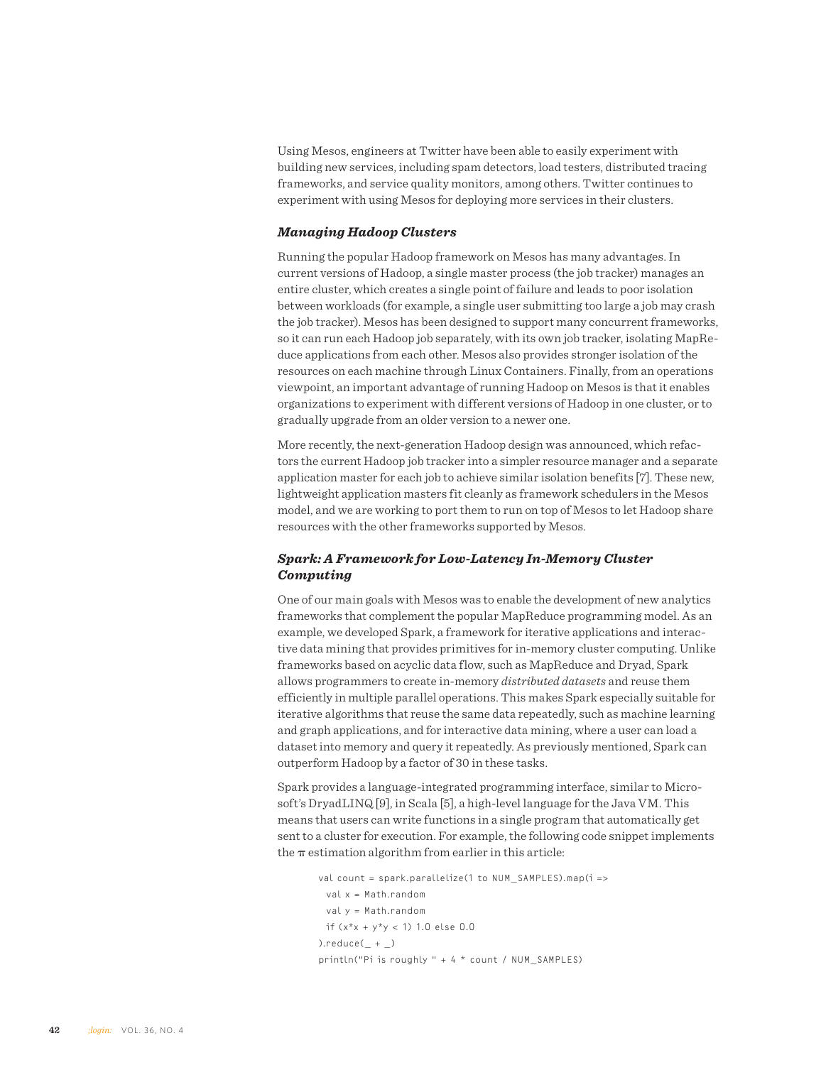Using Mesos, engineers at Twitter have been able to easily experiment with building new services, including spam detectors, load testers, distributed tracing frameworks, and service quality monitors, among others. Twitter continues to experiment with using Mesos for deploying more services in their clusters.

### *Managing Hadoop Clusters*

Running the popular Hadoop framework on Mesos has many advantages. In current versions of Hadoop, a single master process (the job tracker) manages an entire cluster, which creates a single point of failure and leads to poor isolation between workloads (for example, a single user submitting too large a job may crash the job tracker). Mesos has been designed to support many concurrent frameworks, so it can run each Hadoop job separately, with its own job tracker, isolating MapReduce applications from each other. Mesos also provides stronger isolation of the resources on each machine through Linux Containers. Finally, from an operations viewpoint, an important advantage of running Hadoop on Mesos is that it enables organizations to experiment with different versions of Hadoop in one cluster, or to gradually upgrade from an older version to a newer one.

More recently, the next-generation Hadoop design was announced, which refactors the current Hadoop job tracker into a simpler resource manager and a separate application master for each job to achieve similar isolation benefits [7]. These new, lightweight application masters fit cleanly as framework schedulers in the Mesos model, and we are working to port them to run on top of Mesos to let Hadoop share resources with the other frameworks supported by Mesos.

### *Spark: A Framework for Low-Latency In-Memory Cluster Computing*

One of our main goals with Mesos was to enable the development of new analytics frameworks that complement the popular MapReduce programming model. As an example, we developed Spark, a framework for iterative applications and interactive data mining that provides primitives for in-memory cluster computing. Unlike frameworks based on acyclic data flow, such as MapReduce and Dryad, Spark allows programmers to create in-memory *distributed datasets* and reuse them efficiently in multiple parallel operations. This makes Spark especially suitable for iterative algorithms that reuse the same data repeatedly, such as machine learning and graph applications, and for interactive data mining, where a user can load a dataset into memory and query it repeatedly. As previously mentioned, Spark can outperform Hadoop by a factor of 30 in these tasks.

Spark provides a language-integrated programming interface, similar to Microsoft's DryadLINQ [9], in Scala [5], a high-level language for the Java VM. This means that users can write functions in a single program that automatically get sent to a cluster for execution. For example, the following code snippet implements the $\pi$ estimation algorithm from earlier in this article:

```
val count = spark.parallelize(1 to NUM_SAMPLES).map(i =>
  val x = Math.random
  val y = Math.random
  if (x*x + y*y < 1) 1.0 else 0.0
).reduce(_ + _)
println("Pi is roughly " + 4 * count / NUM_SAMPLES)
```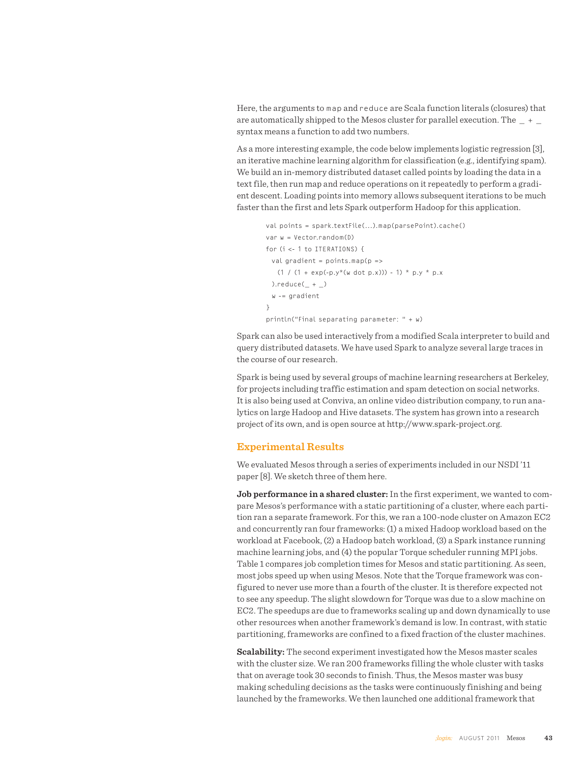Here, the arguments to `map` and `reduce` are Scala function literals (closures) that are automatically shipped to the Mesos cluster for parallel execution. The `_ + _` syntax means a function to add two numbers.

As a more interesting example, the code below implements logistic regression [3], an iterative machine learning algorithm for classification (e.g., identifying spam). We build an in-memory distributed dataset called points by loading the data in a text file, then run map and reduce operations on it repeatedly to perform a gradient descent. Loading points into memory allows subsequent iterations to be much faster than the first and lets Spark outperform Hadoop for this application.

```
val points = spark.textFile(...).map(parsePoint).cache()
var w = Vector.random(D)
for (i <- 1 to ITERATIONS) {
  val gradient = points.map(p =>
    (1 / (1 + exp(-p.y*(w dot p.x))) - 1) * p.y * p.x
  ).reduce(_ + _)
  w -= gradient
}
println("Final separating parameter: " + w)
```

Spark can also be used interactively from a modified Scala interpreter to build and query distributed datasets. We have used Spark to analyze several large traces in the course of our research.

Spark is being used by several groups of machine learning researchers at Berkeley, for projects including traffic estimation and spam detection on social networks. It is also being used at Conviva, an online video distribution company, to run analytics on large Hadoop and Hive datasets. The system has grown into a research project of its own, and is open source at http://www.spark-project.org.

## Experimental Results

We evaluated Mesos through a series of experiments included in our NSDI '11 paper [8]. We sketch three of them here.

**Job performance in a shared cluster:** In the first experiment, we wanted to compare Mesos's performance with a static partitioning of a cluster, where each partition ran a separate framework. For this, we ran a 100-node cluster on Amazon EC2 and concurrently ran four frameworks: (1) a mixed Hadoop workload based on the workload at Facebook, (2) a Hadoop batch workload, (3) a Spark instance running machine learning jobs, and (4) the popular Torque scheduler running MPI jobs. Table 1 compares job completion times for Mesos and static partitioning. As seen, most jobs speed up when using Mesos. Note that the Torque framework was configured to never use more than a fourth of the cluster. It is therefore expected not to see any speedup. The slight slowdown for Torque was due to a slow machine on EC2. The speedups are due to frameworks scaling up and down dynamically to use other resources when another framework's demand is low. In contrast, with static partitioning, frameworks are confined to a fixed fraction of the cluster machines.

**Scalability:** The second experiment investigated how the Mesos master scales with the cluster size. We ran 200 frameworks filling the whole cluster with tasks that on average took 30 seconds to finish. Thus, the Mesos master was busy making scheduling decisions as the tasks were continuously finishing and being launched by the frameworks. We then launched one additional framework that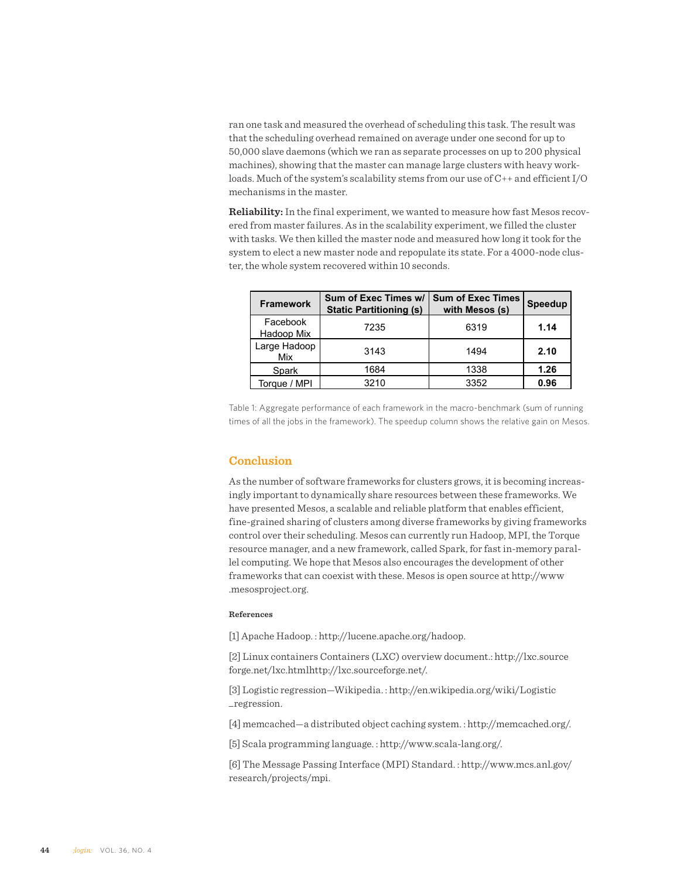ran one task and measured the overhead of scheduling this task. The result was that the scheduling overhead remained on average under one second for up to 50,000 slave daemons (which we ran as separate processes on up to 200 physical machines), showing that the master can manage large clusters with heavy workloads. Much of the system's scalability stems from our use of C++ and efficient I/O mechanisms in the master.

**Reliability:** In the final experiment, we wanted to measure how fast Mesos recovered from master failures. As in the scalability experiment, we filled the cluster with tasks. We then killed the master node and measured how long it took for the system to elect a new master node and repopulate its state. For a 4000-node cluster, the whole system recovered within 10 seconds.

| Framework | Sum of Exec Times w/ Static Partitioning (s) | Sum of Exec Times with Mesos (s) | Speedup |
|---|---|---|---|
| Facebook Hadoop Mix | 7235 | 6319 | **1.14** |
| Large Hadoop Mix | 3143 | 1494 | **2.10** |
| Spark | 1684 | 1338 | **1.26** |
| Torque / MPI | 3210 | 3352 | **0.96** |

Table 1: Aggregate performance of each framework in the macro-benchmark (sum of running times of all the jobs in the framework). The speedup column shows the relative gain on Mesos.

## Conclusion

As the number of software frameworks for clusters grows, it is becoming increasingly important to dynamically share resources between these frameworks. We have presented Mesos, a scalable and reliable platform that enables efficient, fine-grained sharing of clusters among diverse frameworks by giving frameworks control over their scheduling. Mesos can currently run Hadoop, MPI, the Torque resource manager, and a new framework, called Spark, for fast in-memory parallel computing. We hope that Mesos also encourages the development of other frameworks that can coexist with these. Mesos is open source at http://www.mesosproject.org.

#### References

[1] Apache Hadoop. : http://lucene.apache.org/hadoop.

[2] Linux containers Containers (LXC) overview document.: http://lxc.sourceforge.net/lxc.htmlhttp://lxc.sourceforge.net/.

[3] Logistic regression—Wikipedia. : http://en.wikipedia.org/wiki/Logistic_regression.

[4] memcached—a distributed object caching system. : http://memcached.org/.

[5] Scala programming language. : http://www.scala-lang.org/.

[6] The Message Passing Interface (MPI) Standard. : http://www.mcs.anl.gov/research/projects/mpi.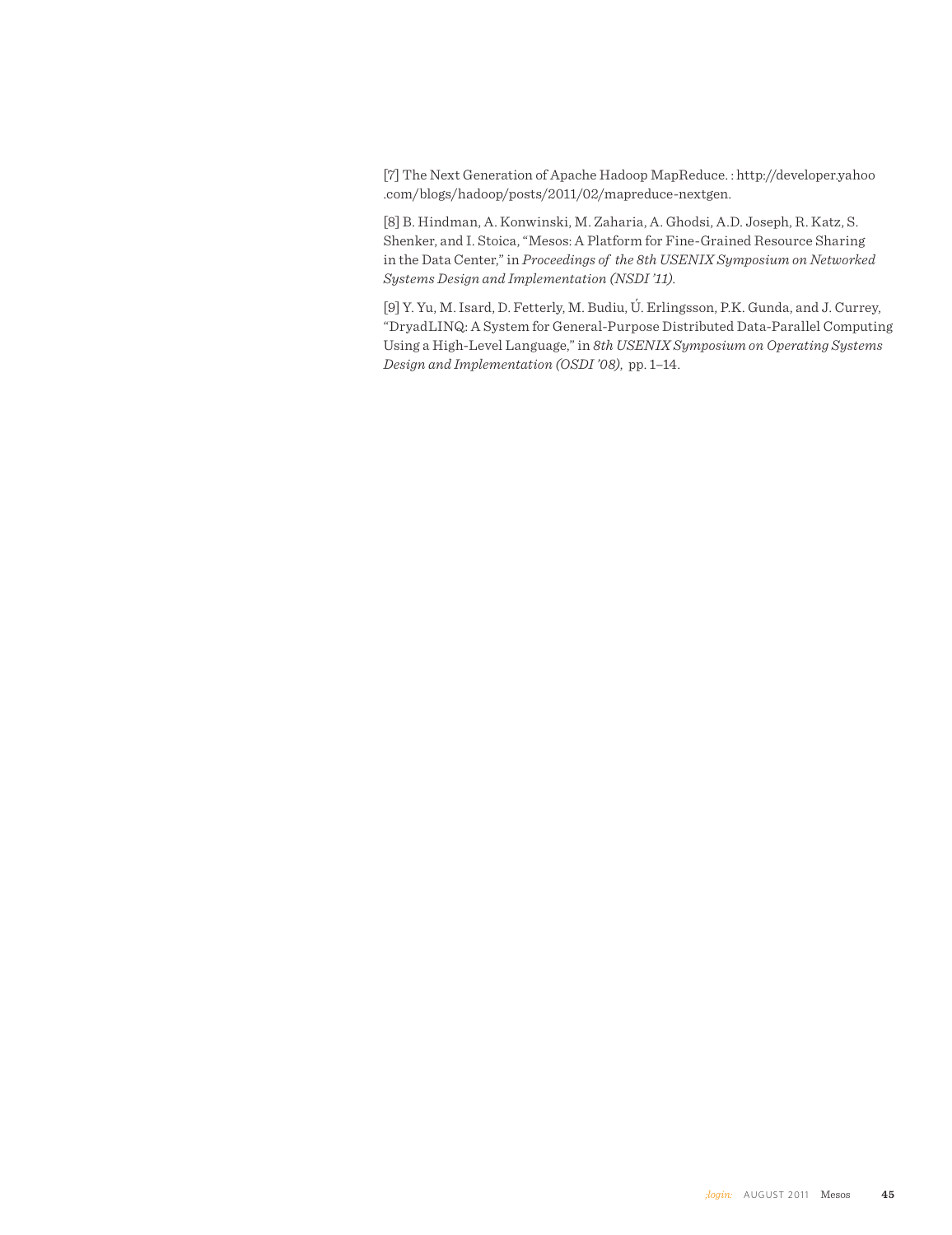[7] The Next Generation of Apache Hadoop MapReduce. : http://developer.yahoo.com/blogs/hadoop/posts/2011/02/mapreduce-nextgen.

[8] B. Hindman, A. Konwinski, M. Zaharia, A. Ghodsi, A.D. Joseph, R. Katz, S. Shenker, and I. Stoica, "Mesos: A Platform for Fine-Grained Resource Sharing in the Data Center," in *Proceedings of the 8th USENIX Symposium on Networked Systems Design and Implementation (NSDI '11).*

[9] Y. Yu, M. Isard, D. Fetterly, M. Budiu, Ú. Erlingsson, P.K. Gunda, and J. Currey, "DryadLINQ: A System for General-Purpose Distributed Data-Parallel Computing Using a High-Level Language," in *8th USENIX Symposium on Operating Systems Design and Implementation (OSDI '08),* pp. 1–14.